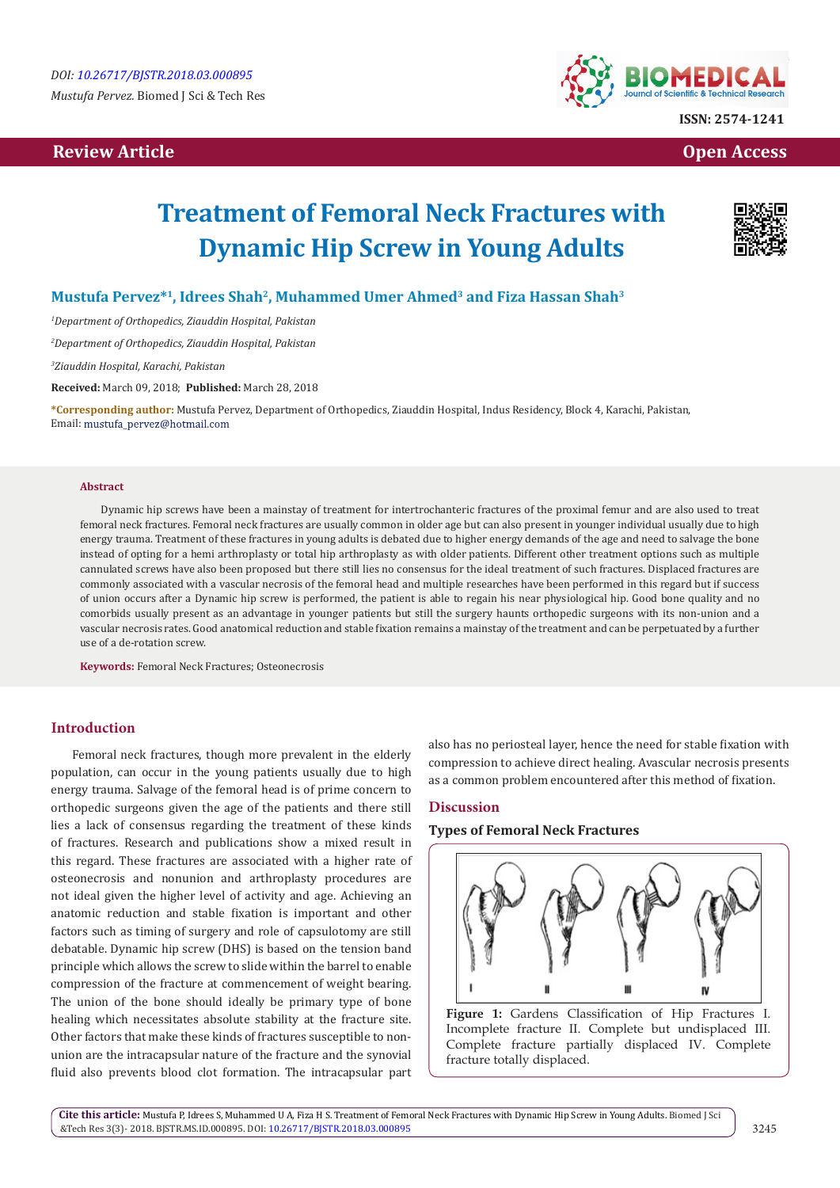DOI: 10.26717/BJSTR.2018.03.000895

*Mustufa Pervez.* Biomed J Sci & Tech Res

ISSN: 2574-1241

Review Article | Open Access

# Treatment of Femoral Neck Fractures with Dynamic Hip Screw in Young Adults

**Mustufa Pervez*[1], Idrees Shah[2], Muhammed Umer Ahmed[3] and Fiza Hassan Shah[3]**

[1]*Department of Orthopedics, Ziauddin Hospital, Pakistan*

[2]*Department of Orthopedics, Ziauddin Hospital, Pakistan*

[3]*Ziauddin Hospital, Karachi, Pakistan*

**Received:** March 09, 2018; **Published:** March 28, 2018

***Corresponding author:** Mustufa Pervez, Department of Orthopedics, Ziauddin Hospital, Indus Residency, Block 4, Karachi, Pakistan, Email: mustufa_pervez@hotmail.com

## Abstract

Dynamic hip screws have been a mainstay of treatment for intertrochanteric fractures of the proximal femur and are also used to treat femoral neck fractures. Femoral neck fractures are usually common in older age but can also present in younger individual usually due to high energy trauma. Treatment of these fractures in young adults is debated due to higher energy demands of the age and need to salvage the bone instead of opting for a hemi arthroplasty or total hip arthroplasty as with older patients. Different other treatment options such as multiple cannulated screws have also been proposed but there still lies no consensus for the ideal treatment of such fractures. Displaced fractures are commonly associated with a vascular necrosis of the femoral head and multiple researches have been performed in this regard but if success of union occurs after a Dynamic hip screw is performed, the patient is able to regain his near physiological hip. Good bone quality and no comorbids usually present as an advantage in younger patients but still the surgery haunts orthopedic surgeons with its non-union and a vascular necrosis rates. Good anatomical reduction and stable fixation remains a mainstay of the treatment and can be perpetuated by a further use of a de-rotation screw.

**Keywords:** Femoral Neck Fractures; Osteonecrosis

## Introduction

Femoral neck fractures, though more prevalent in the elderly population, can occur in the young patients usually due to high energy trauma. Salvage of the femoral head is of prime concern to orthopedic surgeons given the age of the patients and there still lies a lack of consensus regarding the treatment of these kinds of fractures. Research and publications show a mixed result in this regard. These fractures are associated with a higher rate of osteonecrosis and nonunion and arthroplasty procedures are not ideal given the higher level of activity and age. Achieving an anatomic reduction and stable fixation is important and other factors such as timing of surgery and role of capsulotomy are still debatable. Dynamic hip screw (DHS) is based on the tension band principle which allows the screw to slide within the barrel to enable compression of the fracture at commencement of weight bearing. The union of the bone should ideally be primary type of bone healing which necessitates absolute stability at the fracture site. Other factors that make these kinds of fractures susceptible to non-union are the intracapsular nature of the fracture and the synovial fluid also prevents blood clot formation. The intracapsular part also has no periosteal layer, hence the need for stable fixation with compression to achieve direct healing. Avascular necrosis presents as a common problem encountered after this method of fixation.

## Discussion

### Types of Femoral Neck Fractures

**Figure 1:** Gardens Classification of Hip Fractures I. Incomplete fracture II. Complete but undisplaced III. Complete fracture partially displaced IV. Complete fracture totally displaced.

**Cite this article:** Mustufa P, Idrees S, Muhammed U A, Fiza H S. Treatment of Femoral Neck Fractures with Dynamic Hip Screw in Young Adults. Biomed J Sci &Tech Res 3(3)- 2018. BJSTR.MS.ID.000895. DOI: 10.26717/BJSTR.2018.03.000895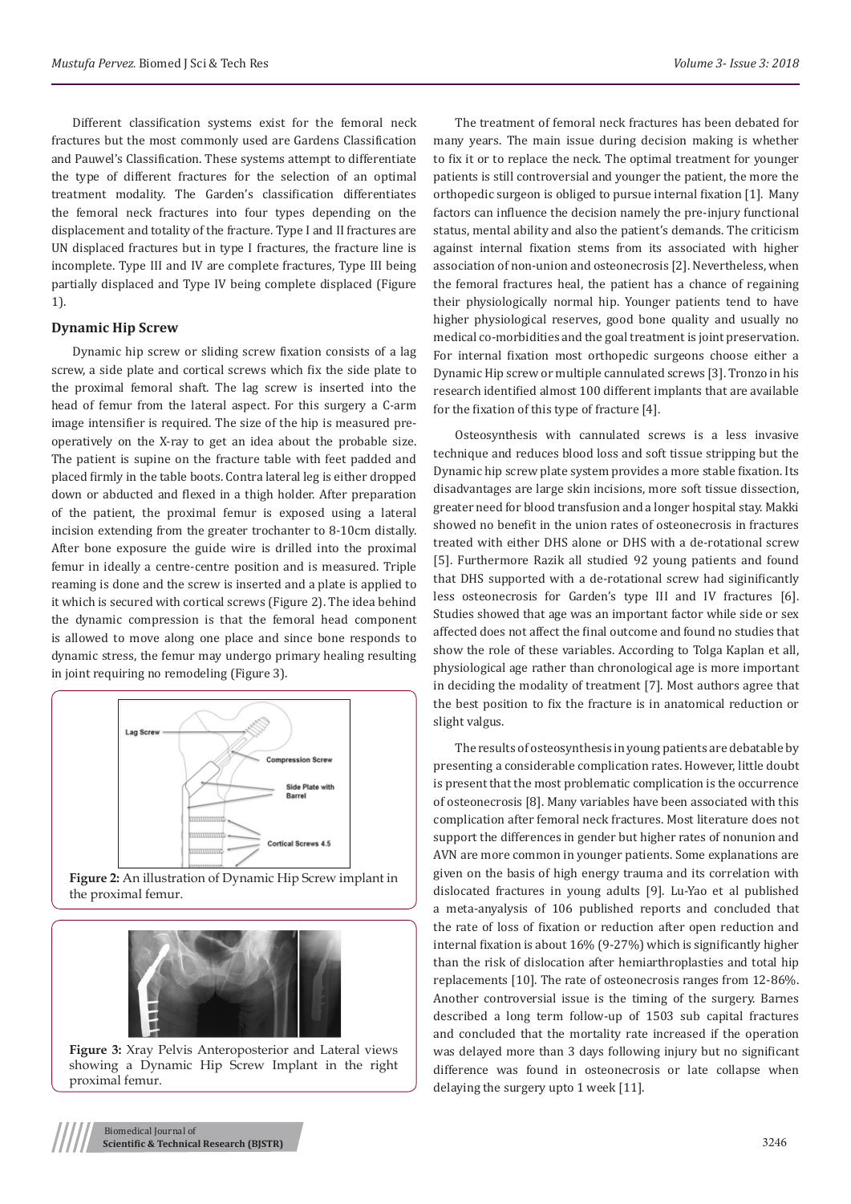Different classification systems exist for the femoral neck fractures but the most commonly used are Gardens Classification and Pauwel's Classification. These systems attempt to differentiate the type of different fractures for the selection of an optimal treatment modality. The Garden's classification differentiates the femoral neck fractures into four types depending on the displacement and totality of the fracture. Type I and II fractures are UN displaced fractures but in type I fractures, the fracture line is incomplete. Type III and IV are complete fractures, Type III being partially displaced and Type IV being complete displaced (Figure 1).

### Dynamic Hip Screw

Dynamic hip screw or sliding screw fixation consists of a lag screw, a side plate and cortical screws which fix the side plate to the proximal femoral shaft. The lag screw is inserted into the head of femur from the lateral aspect. For this surgery a C-arm image intensifier is required. The size of the hip is measured pre-operatively on the X-ray to get an idea about the probable size. The patient is supine on the fracture table with feet padded and placed firmly in the table boots. Contra lateral leg is either dropped down or abducted and flexed in a thigh holder. After preparation of the patient, the proximal femur is exposed using a lateral incision extending from the greater trochanter to 8-10cm distally. After bone exposure the guide wire is drilled into the proximal femur in ideally a centre-centre position and is measured. Triple reaming is done and the screw is inserted and a plate is applied to it which is secured with cortical screws (Figure 2). The idea behind the dynamic compression is that the femoral head component is allowed to move along one place and since bone responds to dynamic stress, the femur may undergo primary healing resulting in joint requiring no remodeling (Figure 3).

**Figure 2:** An illustration of Dynamic Hip Screw implant in the proximal femur.

**Figure 3:** Xray Pelvis Anteroposterior and Lateral views showing a Dynamic Hip Screw Implant in the right proximal femur.

The treatment of femoral neck fractures has been debated for many years. The main issue during decision making is whether to fix it or to replace the neck. The optimal treatment for younger patients is still controversial and younger the patient, the more the orthopedic surgeon is obliged to pursue internal fixation [1]. Many factors can influence the decision namely the pre-injury functional status, mental ability and also the patient's demands. The criticism against internal fixation stems from its associated with higher association of non-union and osteonecrosis [2]. Nevertheless, when the femoral fractures heal, the patient has a chance of regaining their physiologically normal hip. Younger patients tend to have higher physiological reserves, good bone quality and usually no medical co-morbidities and the goal treatment is joint preservation. For internal fixation most orthopedic surgeons choose either a Dynamic Hip screw or multiple cannulated screws [3]. Tronzo in his research identified almost 100 different implants that are available for the fixation of this type of fracture [4].

Osteosynthesis with cannulated screws is a less invasive technique and reduces blood loss and soft tissue stripping but the Dynamic hip screw plate system provides a more stable fixation. Its disadvantages are large skin incisions, more soft tissue dissection, greater need for blood transfusion and a longer hospital stay. Makki showed no benefit in the union rates of osteonecrosis in fractures treated with either DHS alone or DHS with a de-rotational screw [5]. Furthermore Razik all studied 92 young patients and found that DHS supported with a de-rotational screw had siginificantly less osteonecrosis for Garden's type III and IV fractures [6]. Studies showed that age was an important factor while side or sex affected does not affect the final outcome and found no studies that show the role of these variables. According to Tolga Kaplan et all, physiological age rather than chronological age is more important in deciding the modality of treatment [7]. Most authors agree that the best position to fix the fracture is in anatomical reduction or slight valgus.

The results of osteosynthesis in young patients are debatable by presenting a considerable complication rates. However, little doubt is present that the most problematic complication is the occurrence of osteonecrosis [8]. Many variables have been associated with this complication after femoral neck fractures. Most literature does not support the differences in gender but higher rates of nonunion and AVN are more common in younger patients. Some explanations are given on the basis of high energy trauma and its correlation with dislocated fractures in young adults [9]. Lu-Yao et al published a meta-anyalysis of 106 published reports and concluded that the rate of loss of fixation or reduction after open reduction and internal fixation is about 16% (9-27%) which is significantly higher than the risk of dislocation after hemiarthroplasties and total hip replacements [10]. The rate of osteonecrosis ranges from 12-86%. Another controversial issue is the timing of the surgery. Barnes described a long term follow-up of 1503 sub capital fractures and concluded that the mortality rate increased if the operation was delayed more than 3 days following injury but no significant difference was found in osteonecrosis or late collapse when delaying the surgery upto 1 week [11].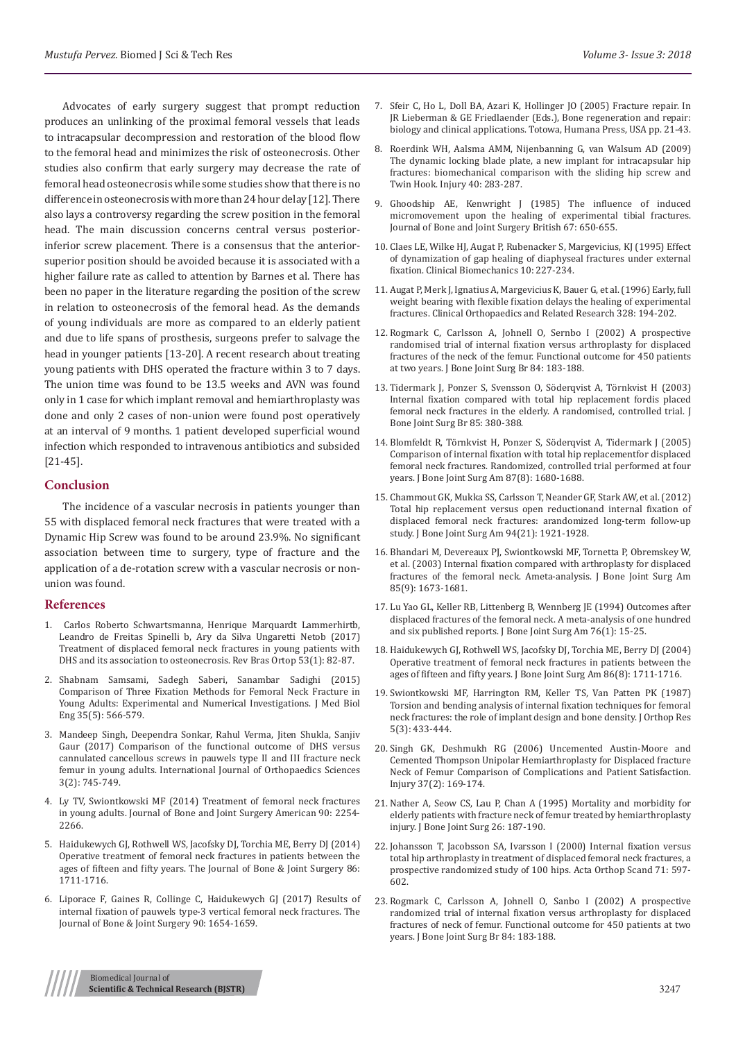Advocates of early surgery suggest that prompt reduction produces an unlinking of the proximal femoral vessels that leads to intracapsular decompression and restoration of the blood flow to the femoral head and minimizes the risk of osteonecrosis. Other studies also confirm that early surgery may decrease the rate of femoral head osteonecrosis while some studies show that there is no difference in osteonecrosis with more than 24 hour delay [12]. There also lays a controversy regarding the screw position in the femoral head. The main discussion concerns central versus posterior-inferior screw placement. There is a consensus that the anterior-superior position should be avoided because it is associated with a higher failure rate as called to attention by Barnes et al. There has been no paper in the literature regarding the position of the screw in relation to osteonecrosis of the femoral head. As the demands of young individuals are more as compared to an elderly patient and due to life spans of prosthesis, surgeons prefer to salvage the head in younger patients [13-20]. A recent research about treating young patients with DHS operated the fracture within 3 to 7 days. The union time was found to be 13.5 weeks and AVN was found only in 1 case for which implant removal and hemiarthroplasty was done and only 2 cases of non-union were found post operatively at an interval of 9 months. 1 patient developed superficial wound infection which responded to intravenous antibiotics and subsided [21-45].

## Conclusion

The incidence of a vascular necrosis in patients younger than 55 with displaced femoral neck fractures that were treated with a Dynamic Hip Screw was found to be around 23.9%. No significant association between time to surgery, type of fracture and the application of a de-rotation screw with a vascular necrosis or non-union was found.

## References

1. Carlos Roberto Schwartsmanna, Henrique Marquardt Lammerhirtb, Leandro de Freitas Spinelli b, Ary da Silva Ungaretti Netob (2017) Treatment of displaced femoral neck fractures in young patients with DHS and its association to osteonecrosis. Rev Bras Ortop 53(1): 82-87.
2. Shabnam Samsami, Sadegh Saberi, Sanambar Sadighi (2015) Comparison of Three Fixation Methods for Femoral Neck Fracture in Young Adults: Experimental and Numerical Investigations. J Med Biol Eng 35(5): 566-579.
3. Mandeep Singh, Deependra Sonkar, Rahul Verma, Jiten Shukla, Sanjiv Gaur (2017) Comparison of the functional outcome of DHS versus cannulated cancellous screws in pauwels type II and III fracture neck femur in young adults. International Journal of Orthopaedics Sciences 3(2): 745-749.
4. Ly TV, Swiontkowski MF (2014) Treatment of femoral neck fractures in young adults. Journal of Bone and Joint Surgery American 90: 2254-2266.
5. Haidukewych GJ, Rothwell WS, Jacofsky DJ, Torchia ME, Berry DJ (2014) Operative treatment of femoral neck fractures in patients between the ages of fifteen and fifty years. The Journal of Bone & Joint Surgery 86: 1711-1716.
6. Liporace F, Gaines R, Collinge C, Haidukewych GJ (2017) Results of internal fixation of pauwels type-3 vertical femoral neck fractures. The Journal of Bone & Joint Surgery 90: 1654-1659.
7. Sfeir C, Ho L, Doll BA, Azari K, Hollinger JO (2005) Fracture repair. In JR Lieberman & GE Friedlaender (Eds.), Bone regeneration and repair: biology and clinical applications. Totowa, Humana Press, USA pp. 21-43.
8. Roerdink WH, Aalsma AMM, Nijenbanning G, van Walsum AD (2009) The dynamic locking blade plate, a new implant for intracapsular hip fractures: biomechanical comparison with the sliding hip screw and Twin Hook. Injury 40: 283-287.
9. Ghoodship AE, Kenwright J (1985) The influence of induced micromovement upon the healing of experimental tibial fractures. Journal of Bone and Joint Surgery British 67: 650-655.
10. Claes LE, Wilke HJ, Augat P, Rubenacker S, Margevicius, KJ (1995) Effect of dynamization of gap healing of diaphyseal fractures under external fixation. Clinical Biomechanics 10: 227-234.
11. Augat P, Merk J, Ignatius A, Margevicius K, Bauer G, et al. (1996) Early, full weight bearing with flexible fixation delays the healing of experimental fractures. Clinical Orthopaedics and Related Research 328: 194-202.
12. Rogmark C, Carlsson A, Johnell O, Sernbo I (2002) A prospective randomised trial of internal fixation versus arthroplasty for displaced fractures of the neck of the femur. Functional outcome for 450 patients at two years. J Bone Joint Surg Br 84: 183-188.
13. Tidermark J, Ponzer S, Svensson O, Söderqvist A, Törnkvist H (2003) Internal fixation compared with total hip replacement fordis placed femoral neck fractures in the elderly. A randomised, controlled trial. J Bone Joint Surg Br 85: 380-388.
14. Blomfeldt R, Törnkvist H, Ponzer S, Söderqvist A, Tidermark J (2005) Comparison of internal fixation with total hip replacementfor displaced femoral neck fractures. Randomized, controlled trial performed at four years. J Bone Joint Surg Am 87(8): 1680-1688.
15. Chammout GK, Mukka SS, Carlsson T, Neander GF, Stark AW, et al. (2012) Total hip replacement versus open reductionand internal fixation of displaced femoral neck fractures: arandomized long-term follow-up study. J Bone Joint Surg Am 94(21): 1921-1928.
16. Bhandari M, Devereaux PJ, Swiontkowski MF, Tornetta P, Obremskey W, et al. (2003) Internal fixation compared with arthroplasty for displaced fractures of the femoral neck. Ameta-analysis. J Bone Joint Surg Am 85(9): 1673-1681.
17. Lu Yao GL, Keller RB, Littenberg B, Wennberg JE (1994) Outcomes after displaced fractures of the femoral neck. A meta-analysis of one hundred and six published reports. J Bone Joint Surg Am 76(1): 15-25.
18. Haidukewych GJ, Rothwell WS, Jacofsky DJ, Torchia ME, Berry DJ (2004) Operative treatment of femoral neck fractures in patients between the ages of fifteen and fifty years. J Bone Joint Surg Am 86(8): 1711-1716.
19. Swiontkowski MF, Harrington RM, Keller TS, Van Patten PK (1987) Torsion and bending analysis of internal fixation techniques for femoral neck fractures: the role of implant design and bone density. J Orthop Res 5(3): 433-444.
20. Singh GK, Deshmukh RG (2006) Uncemented Austin-Moore and Cemented Thompson Unipolar Hemiarthroplasty for Displaced fracture Neck of Femur Comparison of Complications and Patient Satisfaction. Injury 37(2): 169-174.
21. Nather A, Seow CS, Lau P, Chan A (1995) Mortality and morbidity for elderly patients with fracture neck of femur treated by hemiarthroplasty injury. J Bone Joint Surg 26: 187-190.
22. Johansson T, Jacobsson SA, Ivarsson I (2000) Internal fixation versus total hip arthroplasty in treatment of displaced femoral neck fractures, a prospective randomized study of 100 hips. Acta Orthop Scand 71: 597-602.
23. Rogmark C, Carlsson A, Johnell O, Sanbo I (2002) A prospective randomized trial of internal fixation versus arthroplasty for displaced fractures of neck of femur. Functional outcome for 450 patients at two years. J Bone Joint Surg Br 84: 183-188.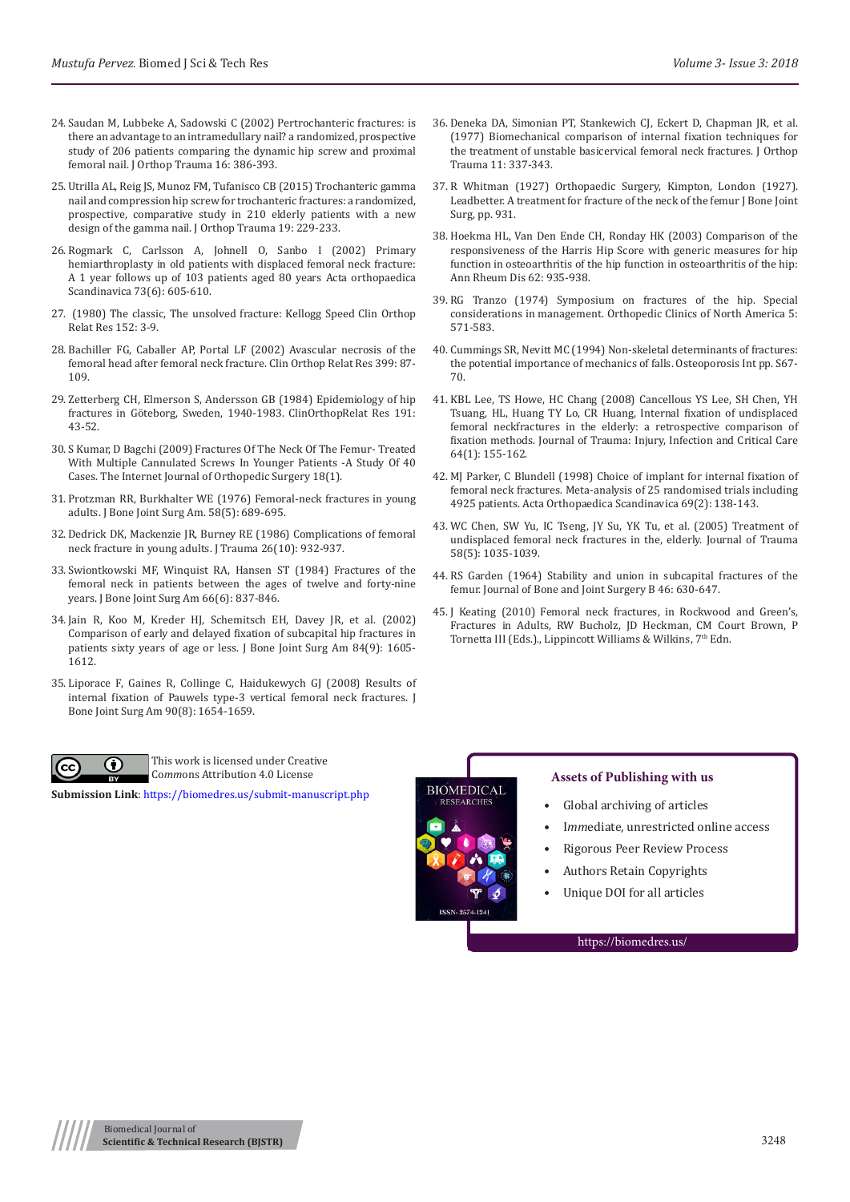24. Saudan M, Lubbeke A, Sadowski C (2002) Pertrochanteric fractures: is there an advantage to an intramedullary nail? a randomized, prospective study of 206 patients comparing the dynamic hip screw and proximal femoral nail. J Orthop Trauma 16: 386-393.
25. Utrilla AL, Reig JS, Munoz FM, Tufanisco CB (2015) Trochanteric gamma nail and compression hip screw for trochanteric fractures: a randomized, prospective, comparative study in 210 elderly patients with a new design of the gamma nail. J Orthop Trauma 19: 229-233.
26. Rogmark C, Carlsson A, Johnell O, Sanbo I (2002) Primary hemiarthroplasty in old patients with displaced femoral neck fracture: A 1 year follows up of 103 patients aged 80 years Acta orthopaedica Scandinavica 73(6): 605-610.
27. (1980) The classic, The unsolved fracture: Kellogg Speed Clin Orthop Relat Res 152: 3-9.
28. Bachiller FG, Caballer AP, Portal LF (2002) Avascular necrosis of the femoral head after femoral neck fracture. Clin Orthop Relat Res 399: 87-109.
29. Zetterberg CH, Elmerson S, Andersson GB (1984) Epidemiology of hip fractures in Göteborg, Sweden, 1940-1983. ClinOrthopRelat Res 191: 43-52.
30. S Kumar, D Bagchi (2009) Fractures Of The Neck Of The Femur- Treated With Multiple Cannulated Screws In Younger Patients -A Study Of 40 Cases. The Internet Journal of Orthopedic Surgery 18(1).
31. Protzman RR, Burkhalter WE (1976) Femoral-neck fractures in young adults. J Bone Joint Surg Am. 58(5): 689-695.
32. Dedrick DK, Mackenzie JR, Burney RE (1986) Complications of femoral neck fracture in young adults. J Trauma 26(10): 932-937.
33. Swiontkowski MF, Winquist RA, Hansen ST (1984) Fractures of the femoral neck in patients between the ages of twelve and forty-nine years. J Bone Joint Surg Am 66(6): 837-846.
34. Jain R, Koo M, Kreder HJ, Schemitsch EH, Davey JR, et al. (2002) Comparison of early and delayed fixation of subcapital hip fractures in patients sixty years of age or less. J Bone Joint Surg Am 84(9): 1605-1612.
35. Liporace F, Gaines R, Collinge C, Haidukewych GJ (2008) Results of internal fixation of Pauwels type-3 vertical femoral neck fractures. J Bone Joint Surg Am 90(8): 1654-1659.
36. Deneka DA, Simonian PT, Stankewich CJ, Eckert D, Chapman JR, et al. (1977) Biomechanical comparison of internal fixation techniques for the treatment of unstable basicervical femoral neck fractures. J Orthop Trauma 11: 337-343.
37. R Whitman (1927) Orthopaedic Surgery, Kimpton, London (1927). Leadbetter. A treatment for fracture of the neck of the femur J Bone Joint Surg, pp. 931.
38. Hoekma HL, Van Den Ende CH, Ronday HK (2003) Comparison of the responsiveness of the Harris Hip Score with generic measures for hip function in osteoarthritis of the hip function in osteoarthritis of the hip: Ann Rheum Dis 62: 935-938.
39. RG Tranzo (1974) Symposium on fractures of the hip. Special considerations in management. Orthopedic Clinics of North America 5: 571-583.
40. Cummings SR, Nevitt MC (1994) Non-skeletal determinants of fractures: the potential importance of mechanics of falls. Osteoporosis Int pp. S67-70.
41. KBL Lee, TS Howe, HC Chang (2008) Cancellous YS Lee, SH Chen, YH Tsuang, HL, Huang TY Lo, CR Huang, Internal fixation of undisplaced femoral neckfractures in the elderly: a retrospective comparison of fixation methods. Journal of Trauma: Injury, Infection and Critical Care 64(1): 155-162.
42. MJ Parker, C Blundell (1998) Choice of implant for internal fixation of femoral neck fractures. Meta-analysis of 25 randomised trials including 4925 patients. Acta Orthopaedica Scandinavica 69(2): 138-143.
43. WC Chen, SW Yu, IC Tseng, JY Su, YK Tu, et al. (2005) Treatment of undisplaced femoral neck fractures in the, elderly. Journal of Trauma 58(5): 1035-1039.
44. RS Garden (1964) Stability and union in subcapital fractures of the femur. Journal of Bone and Joint Surgery B 46: 630-647.
45. J Keating (2010) Femoral neck fractures, in Rockwood and Green's, Fractures in Adults, RW Bucholz, JD Heckman, CM Court Brown, P Tornetta III (Eds.)., Lippincott Williams & Wilkins, 7th Edn.

This work is licensed under Creative Commons Attribution 4.0 License

**Submission Link**: https://biomedres.us/submit-manuscript.php

**Assets of Publishing with us**

- Global archiving of articles
- Immediate, unrestricted online access
- Rigorous Peer Review Process
- Authors Retain Copyrights
- Unique DOI for all articles

https://biomedres.us/